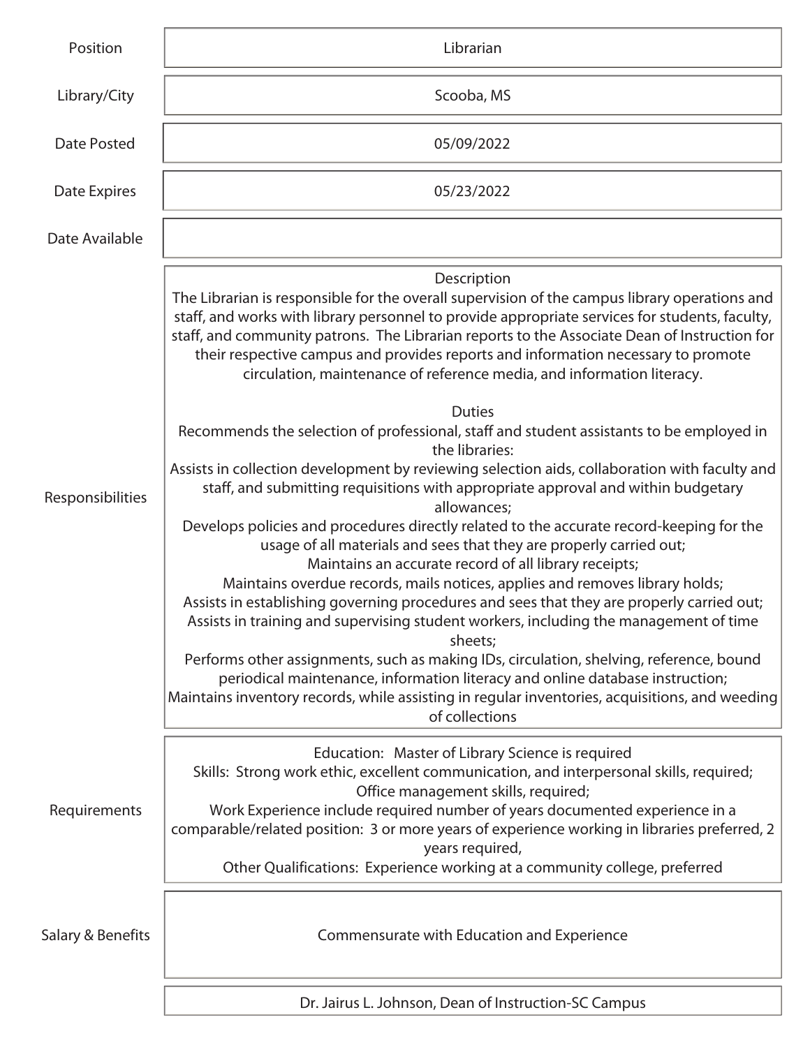| | |
|---|---|
| Position | Librarian |
| Library/City | Scooba, MS |
| Date Posted | 05/09/2022 |
| Date Expires | 05/23/2022 |
| Date Available | |
| Responsibilities | Description<br>The Librarian is responsible for the overall supervision of the campus library operations and staff, and works with library personnel to provide appropriate services for students, faculty, staff, and community patrons. The Librarian reports to the Associate Dean of Instruction for their respective campus and provides reports and information necessary to promote circulation, maintenance of reference media, and information literacy.<br><br>Duties<br>Recommends the selection of professional, staff and student assistants to be employed in the libraries:<br>Assists in collection development by reviewing selection aids, collaboration with faculty and staff, and submitting requisitions with appropriate approval and within budgetary allowances;<br>Develops policies and procedures directly related to the accurate record-keeping for the usage of all materials and sees that they are properly carried out;<br>Maintains an accurate record of all library receipts;<br>Maintains overdue records, mails notices, applies and removes library holds;<br>Assists in establishing governing procedures and sees that they are properly carried out;<br>Assists in training and supervising student workers, including the management of time sheets;<br>Performs other assignments, such as making IDs, circulation, shelving, reference, bound periodical maintenance, information literacy and online database instruction;<br>Maintains inventory records, while assisting in regular inventories, acquisitions, and weeding of collections |
| Requirements | Education: Master of Library Science is required<br>Skills: Strong work ethic, excellent communication, and interpersonal skills, required;<br>Office management skills, required;<br>Work Experience include required number of years documented experience in a comparable/related position: 3 or more years of experience working in libraries preferred, 2 years required,<br>Other Qualifications: Experience working at a community college, preferred |
| Salary & Benefits | Commensurate with Education and Experience |
| | Dr. Jairus L. Johnson, Dean of Instruction-SC Campus |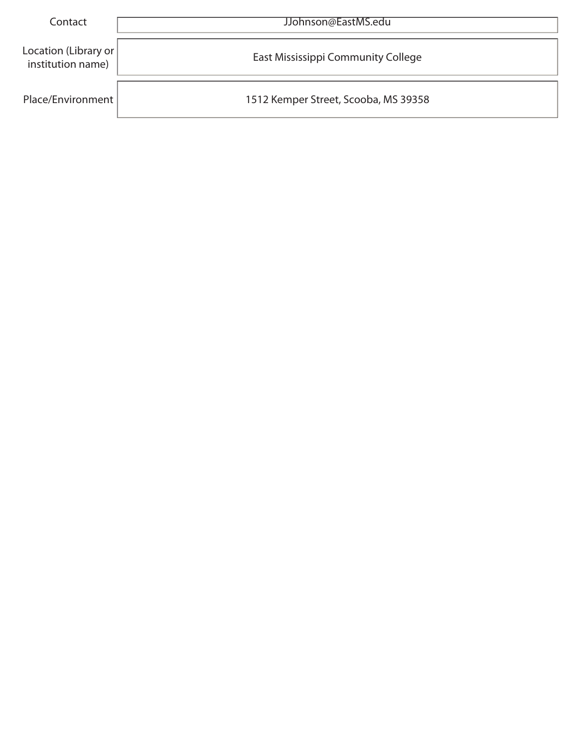| | |
|---|---|
| Contact | JJohnson@EastMS.edu |
| Location (Library or institution name) | East Mississippi Community College |
| Place/Environment | 1512 Kemper Street, Scooba, MS 39358 |